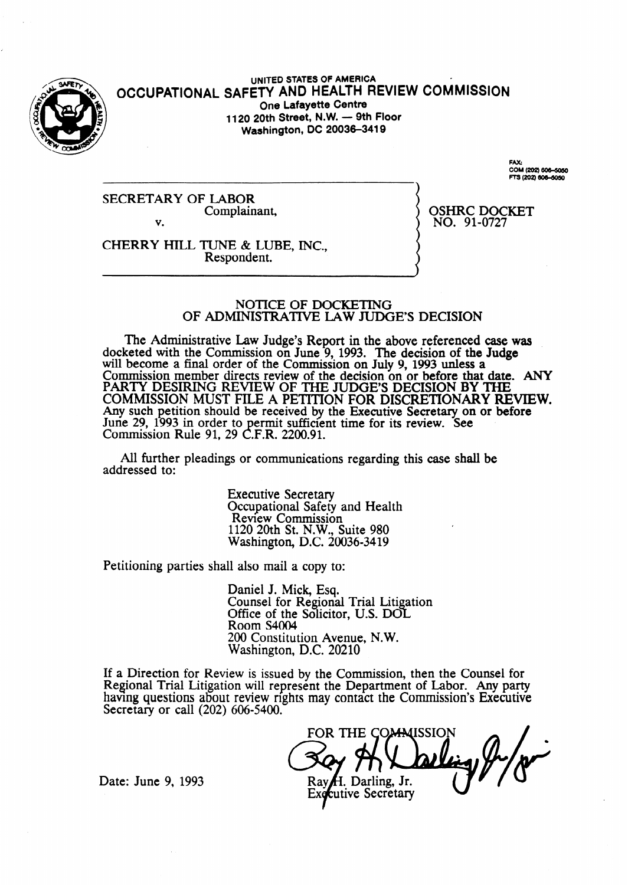UNITED STATES OF AMERICA

# OCCUPATIONAL SAFETY AND HEALTH REVIEW COMMISSION

One Lafayette Centre
1120 20th Street, N.W. — 9th Floor
Washington, DC 20036-3419

FAX:
COM (202) 606-5050
FTS (202) 606-5050

SECRETARY OF LABOR
Complainant,

v.

CHERRY HILL TUNE & LUBE, INC.,
Respondent.

OSHRC DOCKET
NO. 91-0727

## NOTICE OF DOCKETING OF ADMINISTRATIVE LAW JUDGE'S DECISION

The Administrative Law Judge's Report in the above referenced case was docketed with the Commission on June 9, 1993. The decision of the Judge will become a final order of the Commission on July 9, 1993 unless a Commission member directs review of the decision on or before that date. ANY PARTY DESIRING REVIEW OF THE JUDGE'S DECISION BY THE COMMISSION MUST FILE A PETITION FOR DISCRETIONARY REVIEW. Any such petition should be received by the Executive Secretary on or before June 29, 1993 in order to permit sufficient time for its review. See Commission Rule 91, 29 C.F.R. 2200.91.

All further pleadings or communications regarding this case shall be addressed to:

Executive Secretary
Occupational Safety and Health
Review Commission
1120 20th St. N.W., Suite 980
Washington, D.C. 20036-3419

Petitioning parties shall also mail a copy to:

Daniel J. Mick, Esq.
Counsel for Regional Trial Litigation
Office of the Solicitor, U.S. DOL
Room S4004
200 Constitution Avenue, N.W.
Washington, D.C. 20210

If a Direction for Review is issued by the Commission, then the Counsel for Regional Trial Litigation will represent the Department of Labor. Any party having questions about review rights may contact the Commission's Executive Secretary or call (202) 606-5400.

FOR THE COMMISSION

Ray H. Darling, Jr.
Executive Secretary

Date: June 9, 1993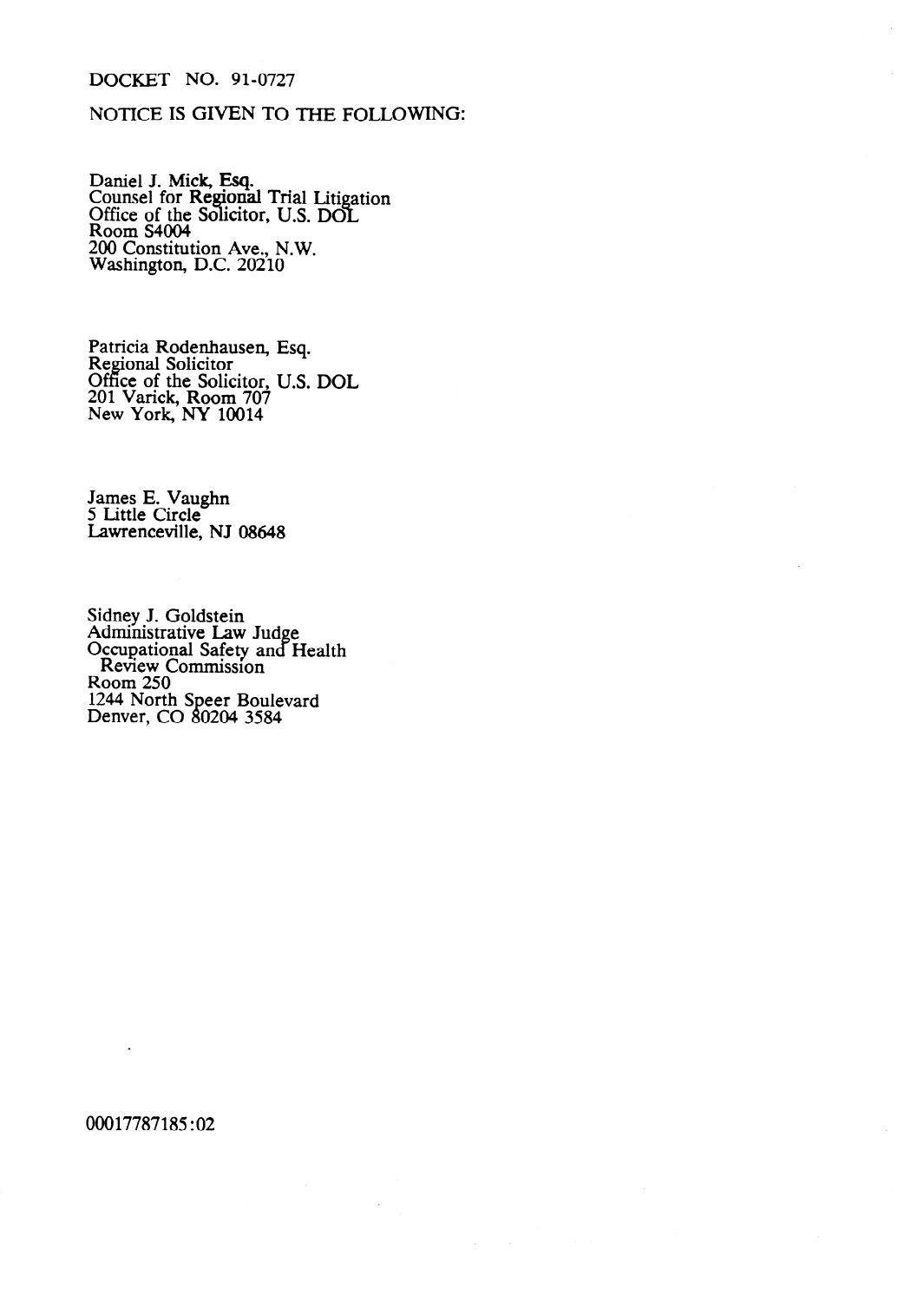DOCKET NO. 91-0727

NOTICE IS GIVEN TO THE FOLLOWING:

Daniel J. Mick, Esq.  
Counsel for Regional Trial Litigation  
Office of the Solicitor, U.S. DOL  
Room S4004  
200 Constitution Ave., N.W.  
Washington, D.C. 20210

Patricia Rodenhausen, Esq.  
Regional Solicitor  
Office of the Solicitor, U.S. DOL  
201 Varick, Room 707  
New York, NY 10014

James E. Vaughn  
5 Little Circle  
Lawrenceville, NJ 08648

Sidney J. Goldstein  
Administrative Law Judge  
Occupational Safety and Health  
Review Commission  
Room 250  
1244 North Speer Boulevard  
Denver, CO 80204 3584

00017787185:02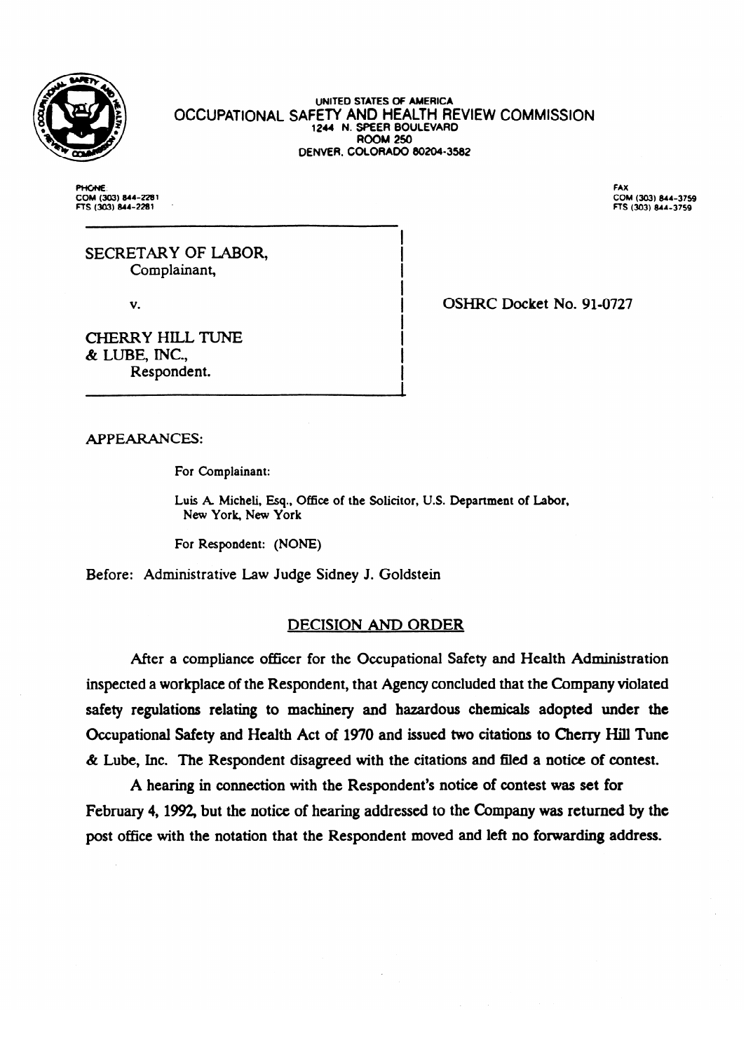UNITED STATES OF AMERICA
OCCUPATIONAL SAFETY AND HEALTH REVIEW COMMISSION
1244 N. SPEER BOULEVARD
ROOM 250
DENVER, COLORADO 80204-3582

PHONE
COM (303) 844-2281
FTS (303) 844-2281

FAX
COM (303) 844-3759
FTS (303) 844-3759

SECRETARY OF LABOR,
Complainant,

v.

CHERRY HILL TUNE & LUBE, INC.,
Respondent.

OSHRC Docket No. 91-0727

APPEARANCES:

For Complainant:

Luis A. Micheli, Esq., Office of the Solicitor, U.S. Department of Labor, New York, New York

For Respondent: (NONE)

Before: Administrative Law Judge Sidney J. Goldstein

## DECISION AND ORDER

After a compliance officer for the Occupational Safety and Health Administration inspected a workplace of the Respondent, that Agency concluded that the Company violated safety regulations relating to machinery and hazardous chemicals adopted under the Occupational Safety and Health Act of 1970 and issued two citations to Cherry Hill Tune & Lube, Inc. The Respondent disagreed with the citations and filed a notice of contest.

A hearing in connection with the Respondent's notice of contest was set for February 4, 1992, but the notice of hearing addressed to the Company was returned by the post office with the notation that the Respondent moved and left no forwarding address.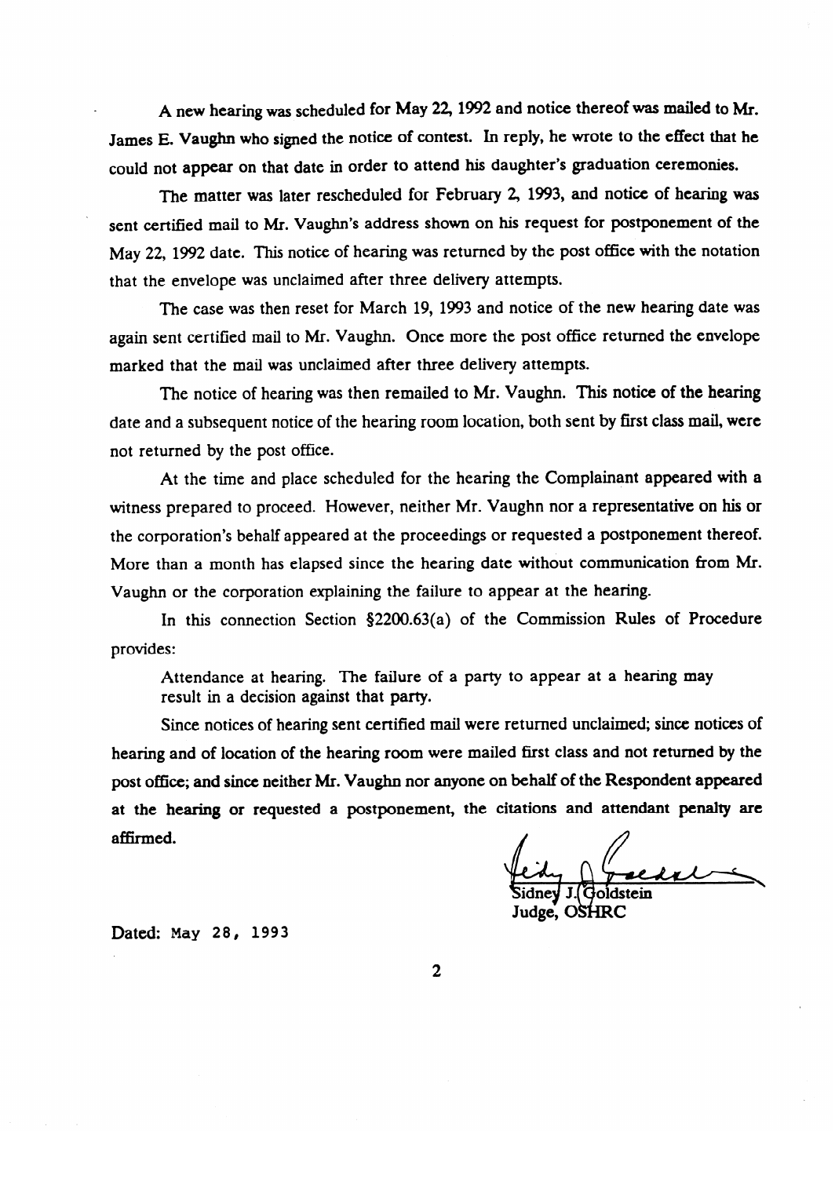A new hearing was scheduled for May 22, 1992 and notice thereof was mailed to Mr. James E. Vaughn who signed the notice of contest. In reply, he wrote to the effect that he could not appear on that date in order to attend his daughter's graduation ceremonies.

The matter was later rescheduled for February 2, 1993, and notice of hearing was sent certified mail to Mr. Vaughn's address shown on his request for postponement of the May 22, 1992 date. This notice of hearing was returned by the post office with the notation that the envelope was unclaimed after three delivery attempts.

The case was then reset for March 19, 1993 and notice of the new hearing date was again sent certified mail to Mr. Vaughn. Once more the post office returned the envelope marked that the mail was unclaimed after three delivery attempts.

The notice of hearing was then remailed to Mr. Vaughn. This notice of the hearing date and a subsequent notice of the hearing room location, both sent by first class mail, were not returned by the post office.

At the time and place scheduled for the hearing the Complainant appeared with a witness prepared to proceed. However, neither Mr. Vaughn nor a representative on his or the corporation's behalf appeared at the proceedings or requested a postponement thereof. More than a month has elapsed since the hearing date without communication from Mr. Vaughn or the corporation explaining the failure to appear at the hearing.

In this connection Section §2200.63(a) of the Commission Rules of Procedure provides:

> Attendance at hearing. The failure of a party to appear at a hearing may result in a decision against that party.

Since notices of hearing sent certified mail were returned unclaimed; since notices of hearing and of location of the hearing room were mailed first class and not returned by the post office; and since neither Mr. Vaughn nor anyone on behalf of the Respondent appeared at the hearing or requested a postponement, the citations and attendant penalty are affirmed.

Sidney J. Goldstein
Judge, OSHRC

Dated: May 28, 1993